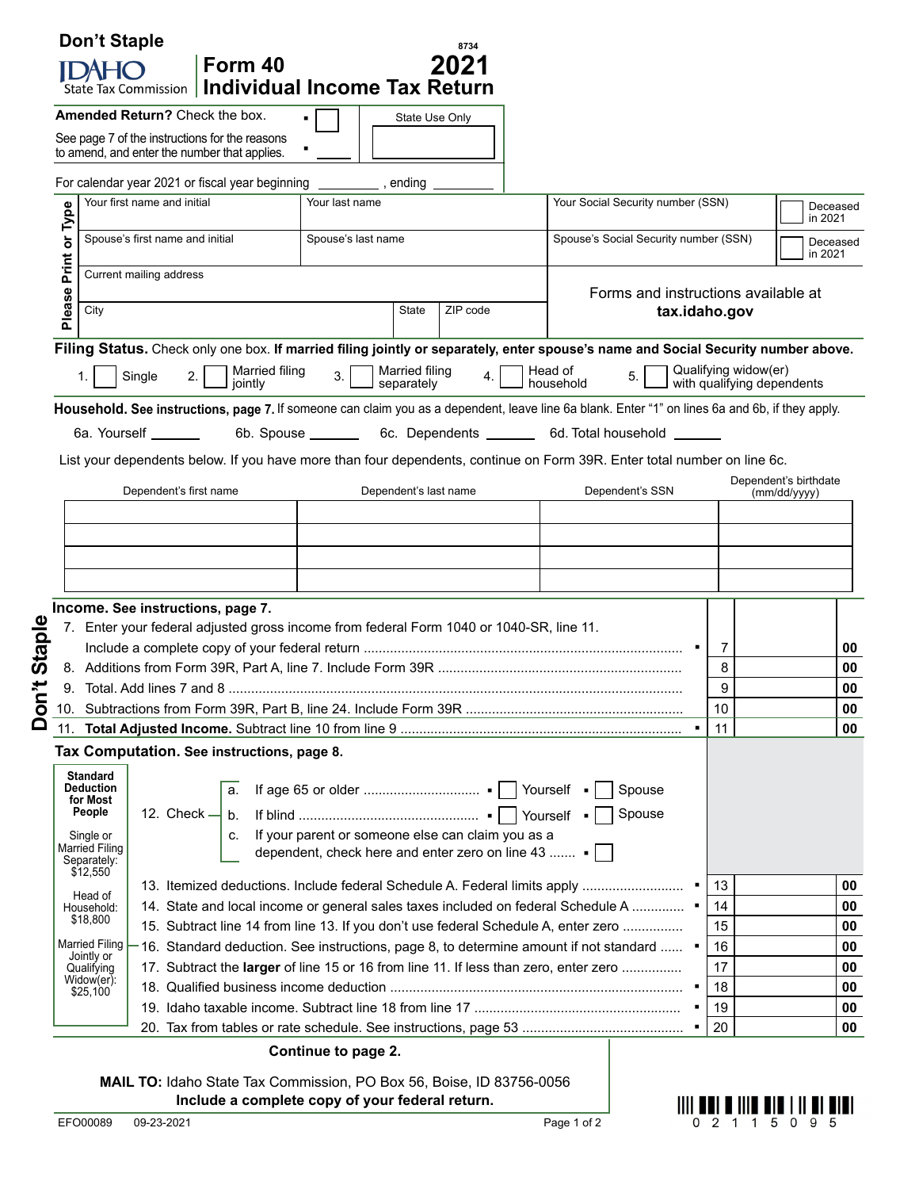Don't Staple

8734

# Form 40 Individual Income Tax Return 2021

IDAHO State Tax Commission

**Amended Return?** Check the box. ▪ ☐

See page 7 of the instructions for the reasons to amend, and enter the number that applies. ▪ ____

State Use Only

For calendar year 2021 or fiscal year beginning ________, ending ________

Please Print or Type

| Your first name and initial | Your last name | Your Social Security number (SSN) | ☐ Deceased in 2021 |
|---|---|---|---|
| Spouse's first name and initial | Spouse's last name | Spouse's Social Security number (SSN) | ☐ Deceased in 2021 |
| Current mailing address | | Forms and instructions available at **tax.idaho.gov** | |
| City | State / ZIP code | | |

**Filing Status.** Check only one box. **If married filing jointly or separately, enter spouse's name and Social Security number above.**

1. ☐ Single 2. ☐ Married filing jointly 3. ☐ Married filing separately 4. ☐ Head of household 5. ☐ Qualifying widow(er) with qualifying dependents

**Household. See instructions, page 7.** If someone can claim you as a dependent, leave line 6a blank. Enter "1" on lines 6a and 6b, if they apply.

6a. Yourself ______ 6b. Spouse ______ 6c. Dependents ______ 6d. Total household ______

List your dependents below. If you have more than four dependents, continue on Form 39R. Enter total number on line 6c.

| Dependent's first name | Dependent's last name | Dependent's SSN | Dependent's birthdate (mm/dd/yyyy) |
|---|---|---|---|
| | | | |
| | | | |
| | | | |
| | | | |

**Income. See instructions, page 7.**

| | | | |
|---|---|---|---|
| 7. Enter your federal adjusted gross income from federal Form 1040 or 1040-SR, line 11. Include a complete copy of your federal return ▪ | 7 | | 00 |
| 8. Additions from Form 39R, Part A, line 7. Include Form 39R | 8 | | 00 |
| 9. Total. Add lines 7 and 8 | 9 | | 00 |
| 10. Subtractions from Form 39R, Part B, line 24. Include Form 39R | 10 | | 00 |
| 11. **Total Adjusted Income.** Subtract line 10 from line 9 ▪ | 11 | | 00 |

**Tax Computation. See instructions, page 8.**

**Standard Deduction for Most People**
Single or Married Filing Separately: $12,550
Head of Household: $18,800
Married Filing Jointly or Qualifying Widow(er): $25,100

12. Check
- a. If age 65 or older ▪ ☐ Yourself ▪ ☐ Spouse
- b. If blind ▪ ☐ Yourself ▪ ☐ Spouse
- c. If your parent or someone else can claim you as a dependent, check here and enter zero on line 43 ▪ ☐

| | | | |
|---|---|---|---|
| 13. Itemized deductions. Include federal Schedule A. Federal limits apply ▪ | 13 | | 00 |
| 14. State and local income or general sales taxes included on federal Schedule A ▪ | 14 | | 00 |
| 15. Subtract line 14 from line 13. If you don't use federal Schedule A, enter zero | 15 | | 00 |
| 16. Standard deduction. See instructions, page 8, to determine amount if not standard ▪ | 16 | | 00 |
| 17. Subtract the **larger** of line 15 or 16 from line 11. If less than zero, enter zero | 17 | | 00 |
| 18. Qualified business income deduction ▪ | 18 | | 00 |
| 19. Idaho taxable income. Subtract line 18 from line 17 ▪ | 19 | | 00 |
| 20. Tax from tables or rate schedule. See instructions, page 53 ▪ | 20 | | 00 |

**Continue to page 2.**

**MAIL TO:** Idaho State Tax Commission, PO Box 56, Boise, ID 83756-0056
**Include a complete copy of your federal return.**

EFO00089 09-23-2021

0 2 1 1 5 0 9 5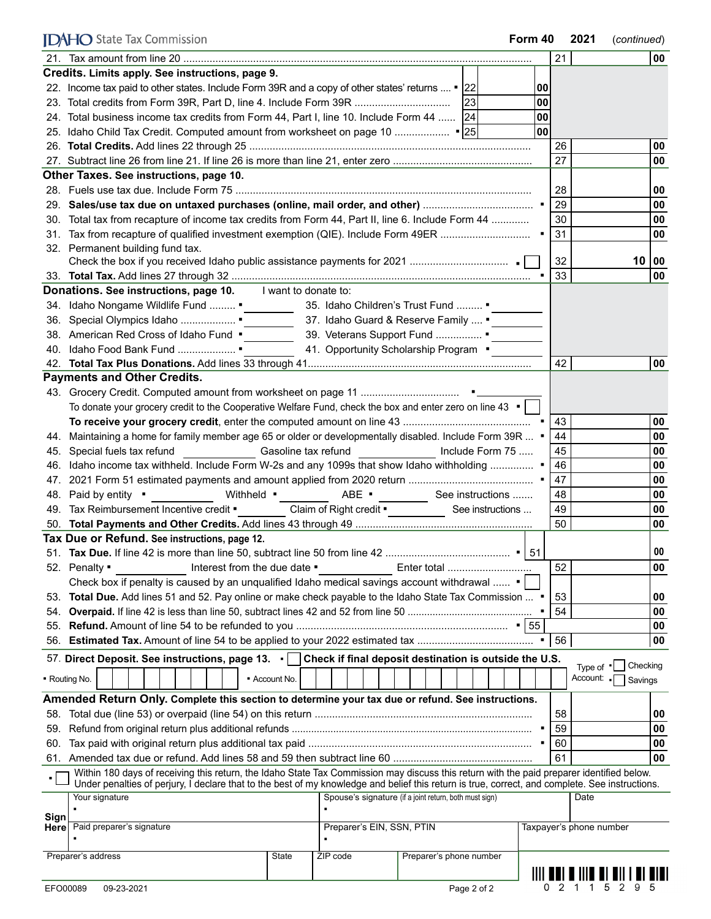IDAHO State Tax Commission — Form 40 — 2021 (*continued*)

| | | |
|---|---|---|
| 21. Tax amount from line 20 | 21 | 00 |

### Credits. Limits apply. See instructions, page 9.

| | | | | |
|---|---|---|---|---|
| 22. Income tax paid to other states. Include Form 39R and a copy of other states' returns ▪ | 22 | 00 | | |
| 23. Total credits from Form 39R, Part D, line 4. Include Form 39R | 23 | 00 | | |
| 24. Total business income tax credits from Form 44, Part I, line 10. Include Form 44 | 24 | 00 | | |
| 25. Idaho Child Tax Credit. Computed amount from worksheet on page 10 ▪ | 25 | 00 | | |
| 26. **Total Credits.** Add lines 22 through 25 | | | 26 | 00 |
| 27. Subtract line 26 from line 21. If line 26 is more than line 21, enter zero | | | 27 | 00 |

### Other Taxes. See instructions, page 10.

| | | |
|---|---|---|
| 28. Fuels use tax due. Include Form 75 | 28 | 00 |
| 29. **Sales/use tax due on untaxed purchases (online, mail order, and other)** ▪ | 29 | 00 |
| 30. Total tax from recapture of income tax credits from Form 44, Part II, line 6. Include Form 44 | 30 | 00 |
| 31. Tax from recapture of qualified investment exemption (QIE). Include Form 49ER ▪ | 31 | 00 |
| 32. Permanent building fund tax. Check the box if you received Idaho public assistance payments for 2021 ▪ ☐ | 32 | 10 00 |
| 33. **Total Tax.** Add lines 27 through 32 ▪ | 33 | 00 |

### Donations. See instructions, page 10.

I want to donate to:

| | |
|---|---|
| 34. Idaho Nongame Wildlife Fund ▪ ______ | 35. Idaho Children's Trust Fund ▪ ______ |
| 36. Special Olympics Idaho ▪ ______ | 37. Idaho Guard & Reserve Family ▪ ______ |
| 38. American Red Cross of Idaho Fund ▪ ______ | 39. Veterans Support Fund ▪ ______ |
| 40. Idaho Food Bank Fund ▪ ______ | 41. Opportunity Scholarship Program ▪ ______ |

| | | |
|---|---|---|
| 42. **Total Tax Plus Donations.** Add lines 33 through 41 | 42 | 00 |

### Payments and Other Credits.

| | | |
|---|---|---|
| 43. Grocery Credit. Computed amount from worksheet on page 11 ▪ ______ | | |
| To donate your grocery credit to the Cooperative Welfare Fund, check the box and enter zero on line 43 ▪ ☐ | | |
| **To receive your grocery credit**, enter the computed amount on line 43 ▪ | 43 | 00 |
| 44. Maintaining a home for family member age 65 or older or developmentally disabled. Include Form 39R ▪ | 44 | 00 |
| 45. Special fuels tax refund ______ Gasoline tax refund ______ Include Form 75 | 45 | 00 |
| 46. Idaho income tax withheld. Include Form W-2s and any 1099s that show Idaho withholding ▪ | 46 | 00 |
| 47. 2021 Form 51 estimated payments and amount applied from 2020 return ▪ | 47 | 00 |
| 48. Paid by entity ▪ ______ Withheld ▪ ______ ABE ▪ ______ See instructions | 48 | 00 |
| 49. Tax Reimbursement Incentive credit ▪ ______ Claim of Right credit ▪ ______ See instructions | 49 | 00 |
| 50. **Total Payments and Other Credits.** Add lines 43 through 49 | 50 | 00 |

### Tax Due or Refund. See instructions, page 12.

| | | | | |
|---|---|---|---|---|
| 51. **Tax Due.** If line 42 is more than line 50, subtract line 50 from line 42 ▪ | 51 | | | 00 |
| 52. Penalty ▪ ______ Interest from the due date ▪ ______ Enter total | | | 52 | 00 |
| Check box if penalty is caused by an unqualified Idaho medical savings account withdrawal ▪ ☐ | | | | |
| 53. **Total Due.** Add lines 51 and 52. Pay online or make check payable to the Idaho State Tax Commission ▪ | | | 53 | 00 |
| 54. **Overpaid.** If line 42 is less than line 50, subtract lines 42 and 52 from line 50 ▪ | | | 54 | 00 |
| 55. **Refund.** Amount of line 54 to be refunded to you ▪ | 55 | | | 00 |
| 56. **Estimated Tax.** Amount of line 54 to be applied to your 2022 estimated tax ▪ | | | 56 | 00 |

57. **Direct Deposit. See instructions, page 13.** ▪ ☐ **Check if final deposit destination is outside the U.S.**

▪ Routing No. ______ ▪ Account No. ______ Type of Account: ▪ ☐ Checking ▪ ☐ Savings

### Amended Return Only. Complete this section to determine your tax due or refund. See instructions.

| | | |
|---|---|---|
| 58. Total due (line 53) or overpaid (line 54) on this return | 58 | 00 |
| 59. Refund from original return plus additional refunds ▪ | 59 | 00 |
| 60. Tax paid with original return plus additional tax paid ▪ | 60 | 00 |
| 61. Amended tax due or refund. Add lines 58 and 59 then subtract line 60 | 61 | 00 |

▪ ☐ Within 180 days of receiving this return, the Idaho State Tax Commission may discuss this return with the paid preparer identified below. Under penalties of perjury, I declare that to the best of my knowledge and belief this return is true, correct, and complete. See instructions.

| | | | | |
|---|---|---|---|---|
| **Sign Here** | Your signature ▪ | Spouse's signature (if a joint return, both must sign) ▪ | | Date |
| | Paid preparer's signature ▪ | Preparer's EIN, SSN, PTIN ▪ | | Taxpayer's phone number |
| Preparer's address | State | ZIP code | Preparer's phone number | |

EFO00089 09-23-2021

0 2 1 1 5 2 9 5